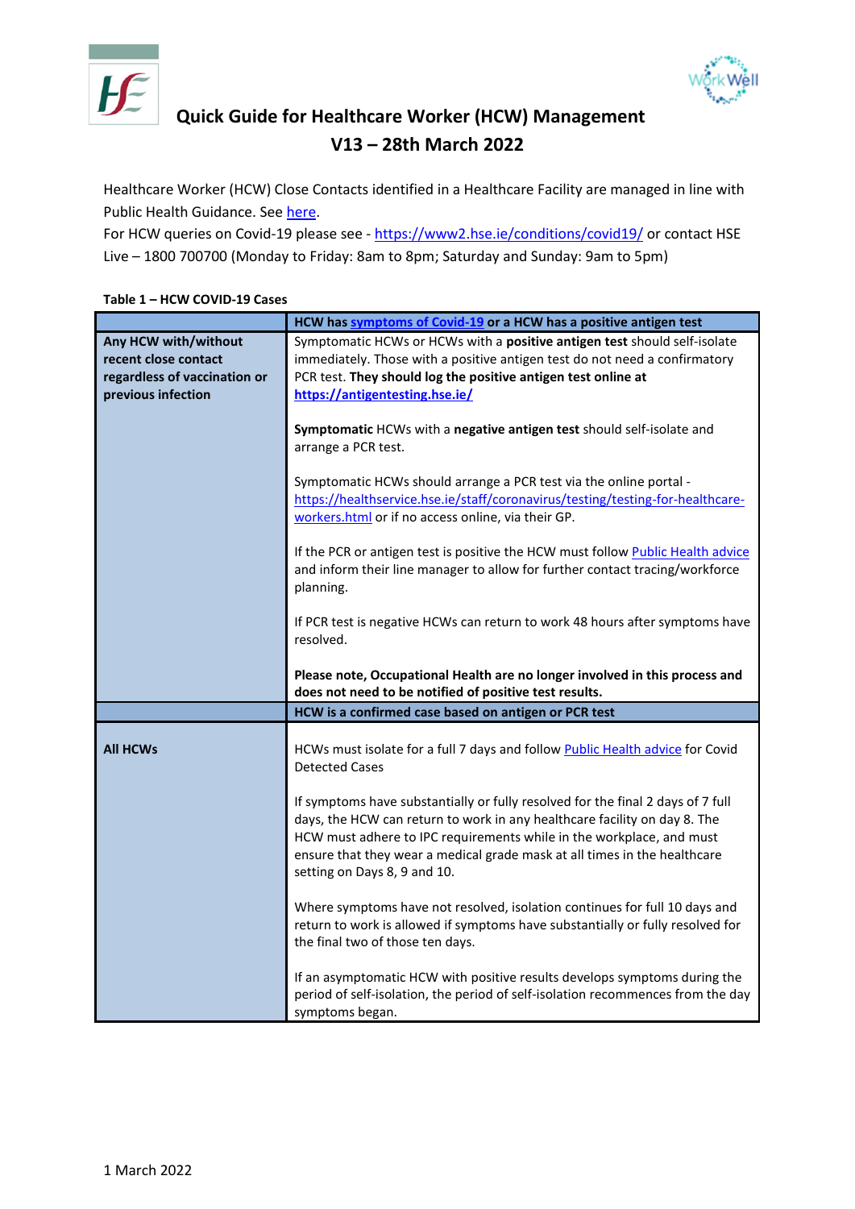# Quick Guide for Healthcare Worker (HCW) Management
## V13 – 28th March 2022

Healthcare Worker (HCW) Close Contacts identified in a Healthcare Facility are managed in line with Public Health Guidance. See here.

For HCW queries on Covid-19 please see - https://www2.hse.ie/conditions/covid19/ or contact HSE Live – 1800 700700 (Monday to Friday: 8am to 8pm; Saturday and Sunday: 9am to 5pm)

**Table 1 – HCW COVID-19 Cases**

| | **HCW has symptoms of Covid-19 or a HCW has a positive antigen test** |
|---|---|
| **Any HCW with/without recent close contact regardless of vaccination or previous infection** | Symptomatic HCWs or HCWs with a **positive antigen test** should self-isolate immediately. Those with a positive antigen test do not need a confirmatory PCR test. **They should log the positive antigen test online at https://antigentesting.hse.ie/**<br><br>**Symptomatic** HCWs with a **negative antigen test** should self-isolate and arrange a PCR test.<br><br>Symptomatic HCWs should arrange a PCR test via the online portal - https://healthservice.hse.ie/staff/coronavirus/testing/testing-for-healthcare-workers.html or if no access online, via their GP.<br><br>If the PCR or antigen test is positive the HCW must follow Public Health advice and inform their line manager to allow for further contact tracing/workforce planning.<br><br>If PCR test is negative HCWs can return to work 48 hours after symptoms have resolved.<br><br>**Please note, Occupational Health are no longer involved in this process and does not need to be notified of positive test results.** |
| | **HCW is a confirmed case based on antigen or PCR test** |
| **All HCWs** | HCWs must isolate for a full 7 days and follow Public Health advice for Covid Detected Cases<br><br>If symptoms have substantially or fully resolved for the final 2 days of 7 full days, the HCW can return to work in any healthcare facility on day 8. The HCW must adhere to IPC requirements while in the workplace, and must ensure that they wear a medical grade mask at all times in the healthcare setting on Days 8, 9 and 10.<br><br>Where symptoms have not resolved, isolation continues for full 10 days and return to work is allowed if symptoms have substantially or fully resolved for the final two of those ten days.<br><br>If an asymptomatic HCW with positive results develops symptoms during the period of self-isolation, the period of self-isolation recommences from the day symptoms began. |

1 March 2022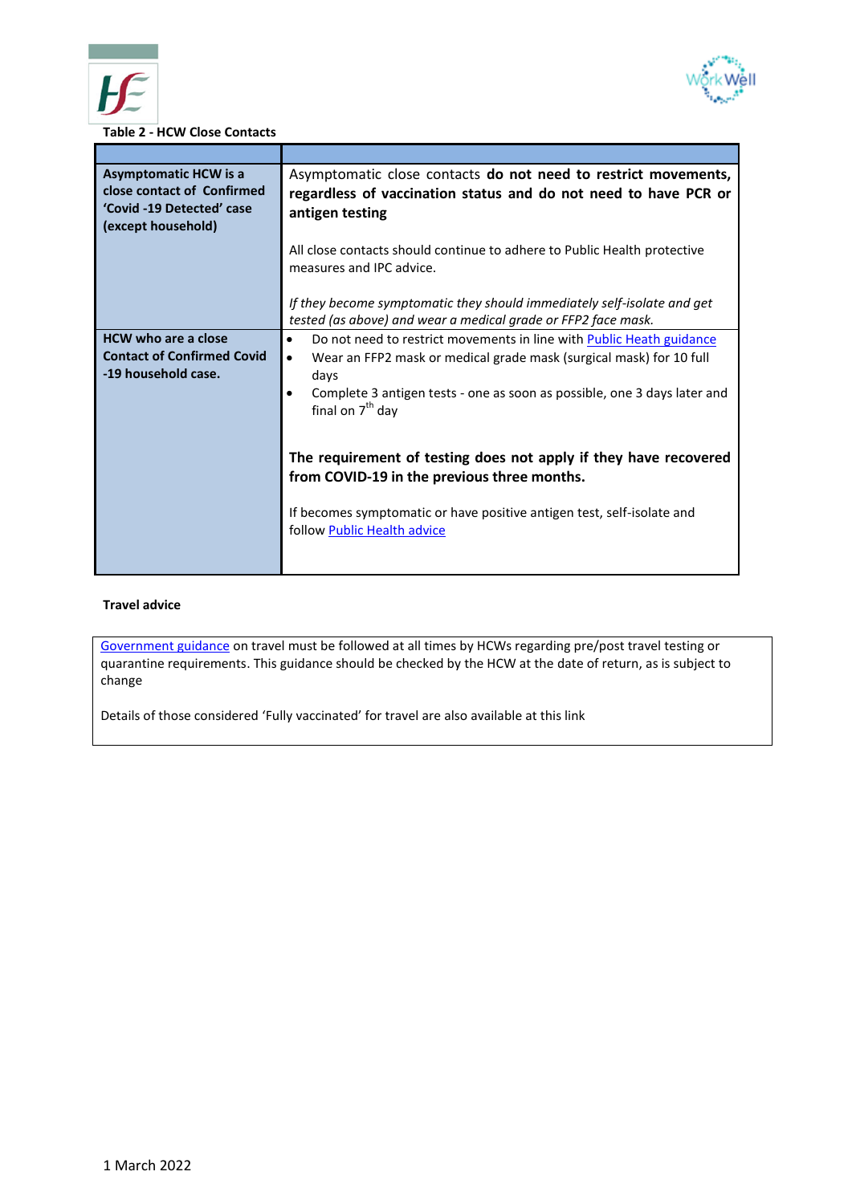**Table 2 - HCW Close Contacts**

| | |
|---|---|
| **Asymptomatic HCW is a close contact of Confirmed 'Covid -19 Detected' case (except household)** | Asymptomatic close contacts **do not need to restrict movements, regardless of vaccination status and do not need to have PCR or antigen testing**<br><br>All close contacts should continue to adhere to Public Health protective measures and IPC advice.<br><br>*If they become symptomatic they should immediately self-isolate and get tested (as above) and wear a medical grade or FFP2 face mask.* |
| **HCW who are a close Contact of Confirmed Covid -19 household case.** | • Do not need to restrict movements in line with Public Heath guidance<br>• Wear an FFP2 mask or medical grade mask (surgical mask) for 10 full days<br>• Complete 3 antigen tests - one as soon as possible, one 3 days later and final on 7th day<br><br>**The requirement of testing does not apply if they have recovered from COVID-19 in the previous three months.**<br><br>If becomes symptomatic or have positive antigen test, self-isolate and follow Public Health advice |

**Travel advice**

Government guidance on travel must be followed at all times by HCWs regarding pre/post travel testing or quarantine requirements. This guidance should be checked by the HCW at the date of return, as is subject to change

Details of those considered 'Fully vaccinated' for travel are also available at this link

1 March 2022